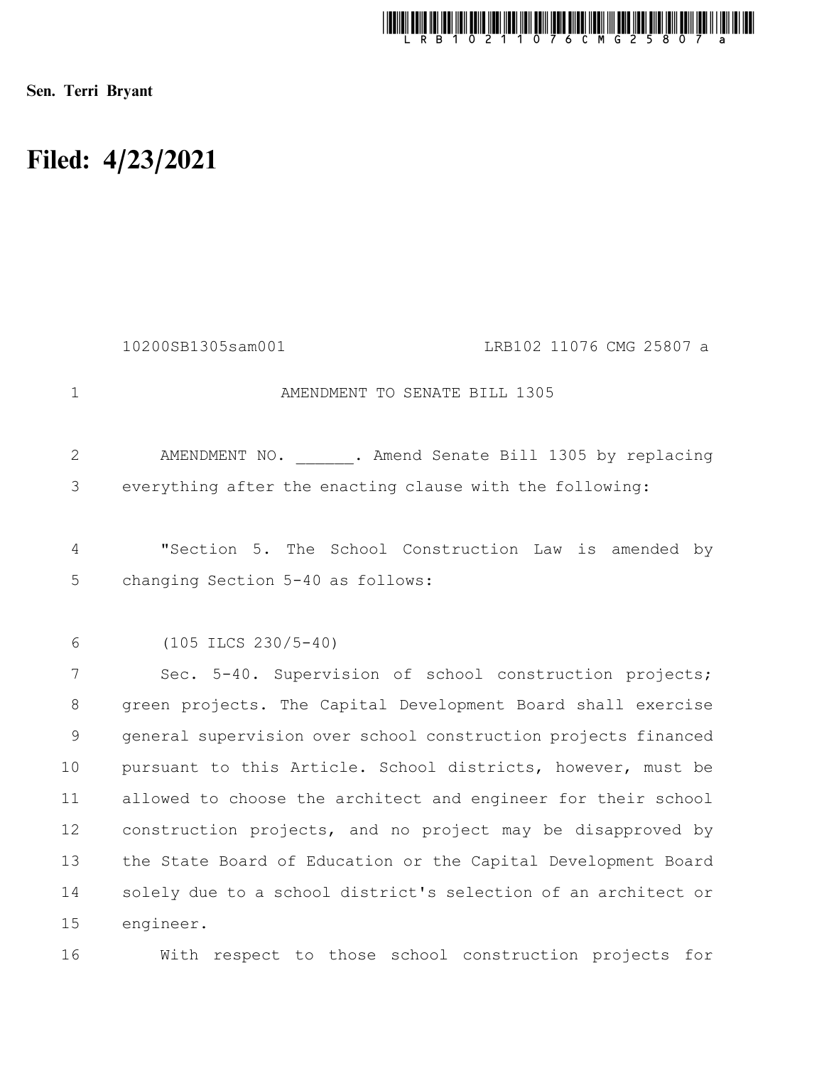Sen. Terri Bryant

# Filed: 4/23/2021

10200SB1305sam001 LRB102 11076 CMG 25807 a

AMENDMENT TO SENATE BILL 1305

AMENDMENT NO. ______. Amend Senate Bill 1305 by replacing everything after the enacting clause with the following:

"Section 5. The School Construction Law is amended by changing Section 5-40 as follows:

(105 ILCS 230/5-40)

Sec. 5-40. Supervision of school construction projects; green projects. The Capital Development Board shall exercise general supervision over school construction projects financed pursuant to this Article. School districts, however, must be allowed to choose the architect and engineer for their school construction projects, and no project may be disapproved by the State Board of Education or the Capital Development Board solely due to a school district's selection of an architect or engineer.

With respect to those school construction projects for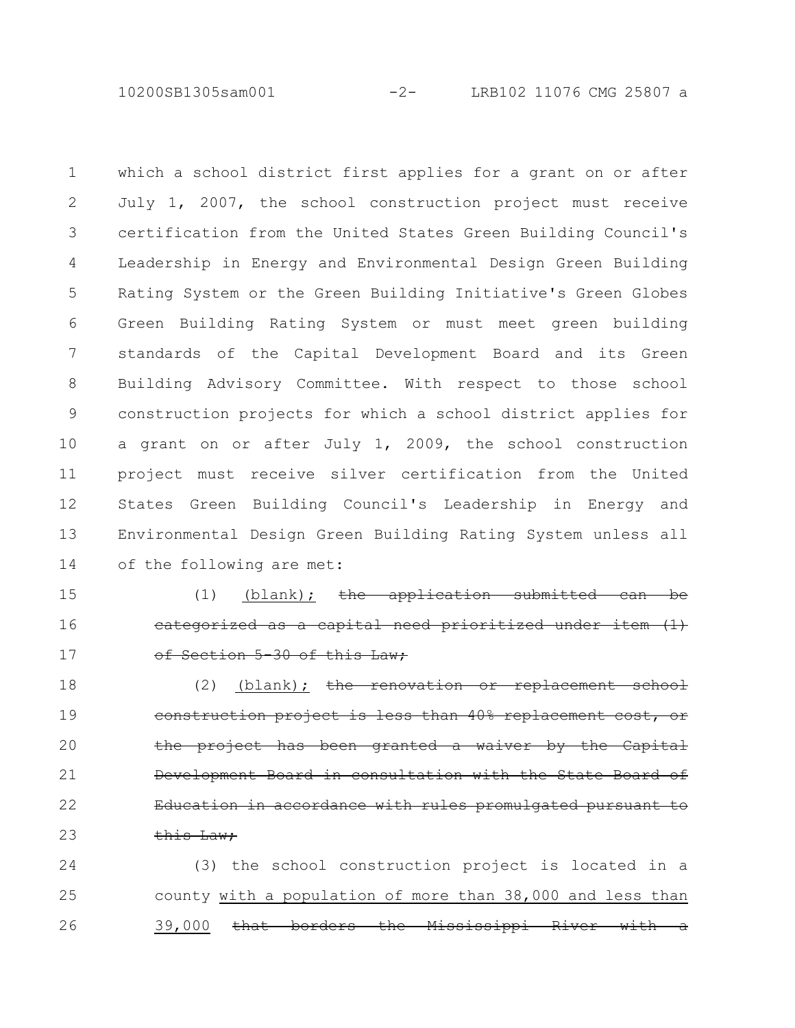which a school district first applies for a grant on or after July 1, 2007, the school construction project must receive certification from the United States Green Building Council's Leadership in Energy and Environmental Design Green Building Rating System or the Green Building Initiative's Green Globes Green Building Rating System or must meet green building standards of the Capital Development Board and its Green Building Advisory Committee. With respect to those school construction projects for which a school district applies for a grant on or after July 1, 2009, the school construction project must receive silver certification from the United States Green Building Council's Leadership in Energy and Environmental Design Green Building Rating System unless all of the following are met:

(1) <u>(blank);</u> ~~the application submitted can be categorized as a capital need prioritized under item (1) of Section 5-30 of this Law;~~

(2) <u>(blank);</u> ~~the renovation or replacement school construction project is less than 40% replacement cost, or the project has been granted a waiver by the Capital Development Board in consultation with the State Board of Education in accordance with rules promulgated pursuant to this Law;~~

(3) the school construction project is located in a county <u>with a population of more than 38,000 and less than 39,000</u> ~~that borders the Mississippi River with a~~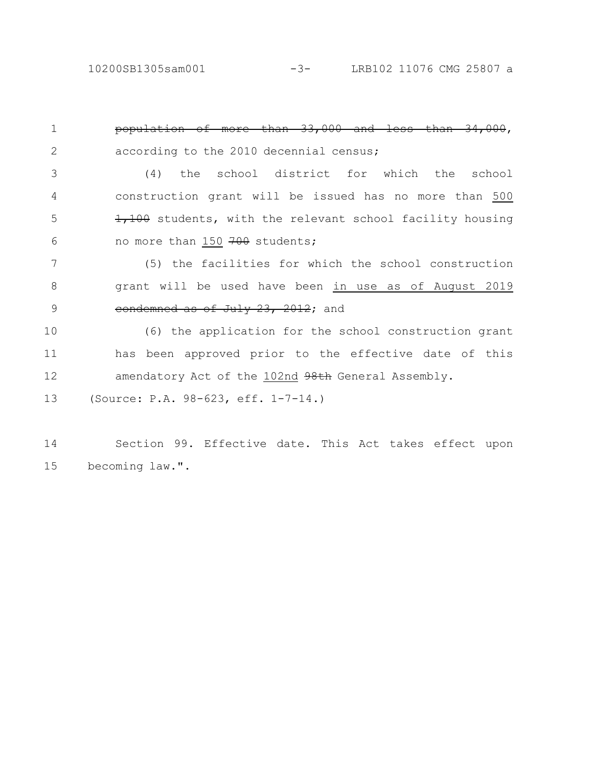~~population of more than 33,000 and less than 34,000~~, according to the 2010 decennial census;

(4) the school district for which the school construction grant will be issued has no more than <u>500</u> ~~1,100~~ students, with the relevant school facility housing no more than <u>150</u> ~~700~~ students;

(5) the facilities for which the school construction grant will be used have been <u>in use as of August 2019</u> ~~condemned as of July 23, 2012~~; and

(6) the application for the school construction grant has been approved prior to the effective date of this amendatory Act of the <u>102nd</u> ~~98th~~ General Assembly.

(Source: P.A. 98-623, eff. 1-7-14.)

Section 99. Effective date. This Act takes effect upon becoming law.".